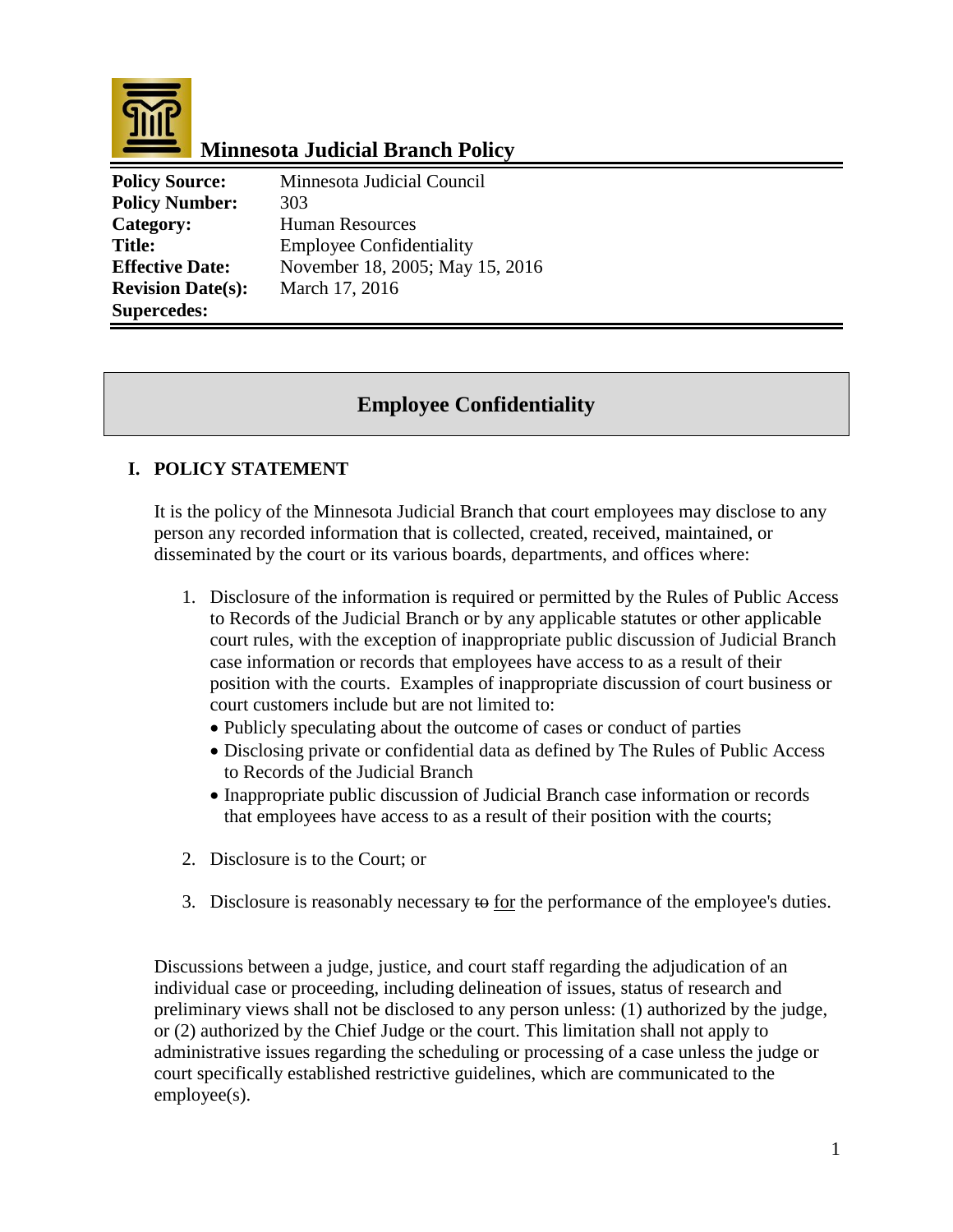# Minnesota Judicial Branch Policy

| | |
|---|---|
| **Policy Source:** | Minnesota Judicial Council |
| **Policy Number:** | 303 |
| **Category:** | Human Resources |
| **Title:** | Employee Confidentiality |
| **Effective Date:** | November 18, 2005; May 15, 2016 |
| **Revision Date(s):** | March 17, 2016 |
| **Supercedes:** | |

## Employee Confidentiality

### I. POLICY STATEMENT

It is the policy of the Minnesota Judicial Branch that court employees may disclose to any person any recorded information that is collected, created, received, maintained, or disseminated by the court or its various boards, departments, and offices where:

1. Disclosure of the information is required or permitted by the Rules of Public Access to Records of the Judicial Branch or by any applicable statutes or other applicable court rules, with the exception of inappropriate public discussion of Judicial Branch case information or records that employees have access to as a result of their position with the courts. Examples of inappropriate discussion of court business or court customers include but are not limited to:
   - Publicly speculating about the outcome of cases or conduct of parties
   - Disclosing private or confidential data as defined by The Rules of Public Access to Records of the Judicial Branch
   - Inappropriate public discussion of Judicial Branch case information or records that employees have access to as a result of their position with the courts;

2. Disclosure is to the Court; or

3. Disclosure is reasonably necessary ~~to~~ <u>for</u> the performance of the employee's duties.

Discussions between a judge, justice, and court staff regarding the adjudication of an individual case or proceeding, including delineation of issues, status of research and preliminary views shall not be disclosed to any person unless: (1) authorized by the judge, or (2) authorized by the Chief Judge or the court. This limitation shall not apply to administrative issues regarding the scheduling or processing of a case unless the judge or court specifically established restrictive guidelines, which are communicated to the employee(s).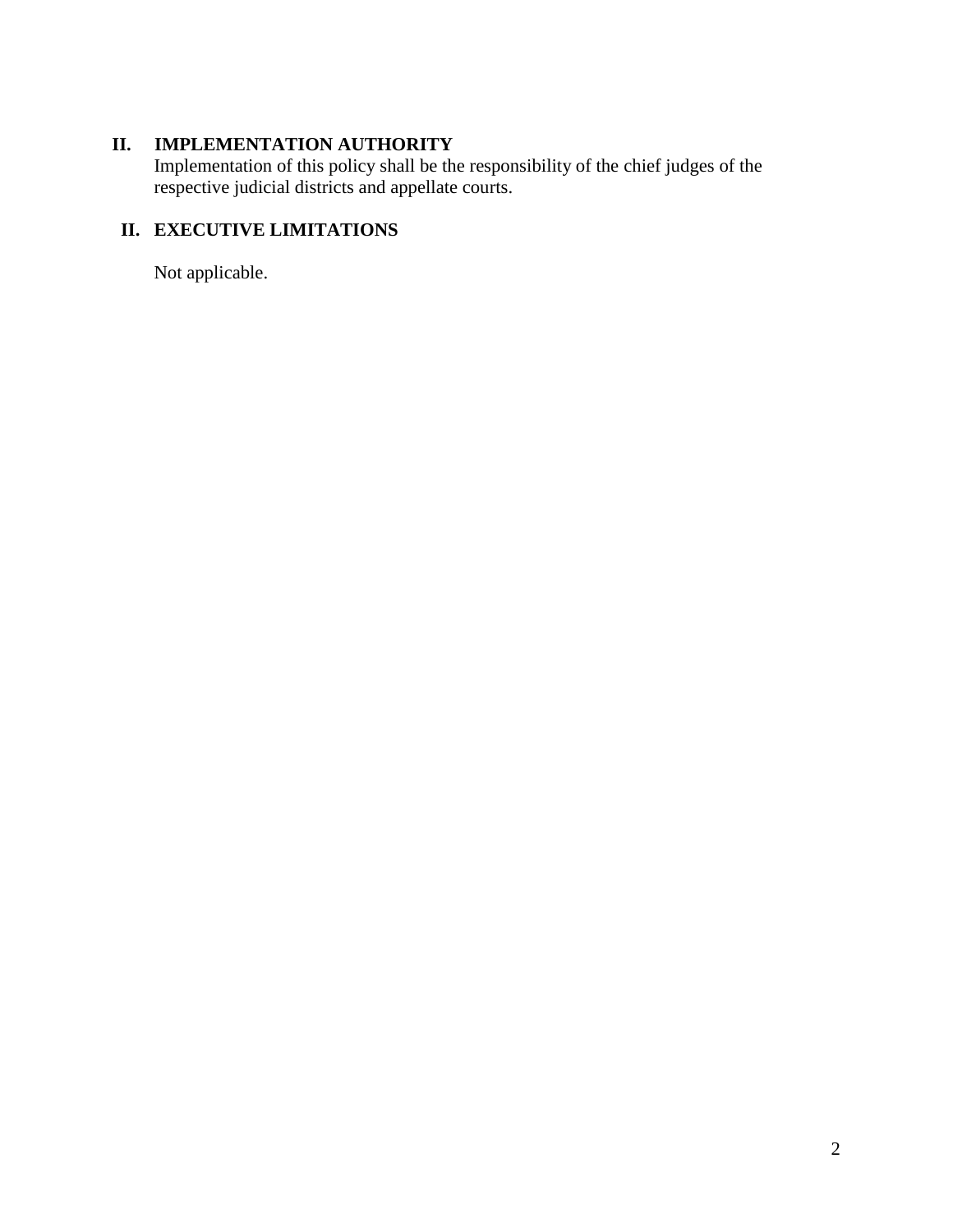## II. IMPLEMENTATION AUTHORITY

Implementation of this policy shall be the responsibility of the chief judges of the respective judicial districts and appellate courts.

## II. EXECUTIVE LIMITATIONS

Not applicable.